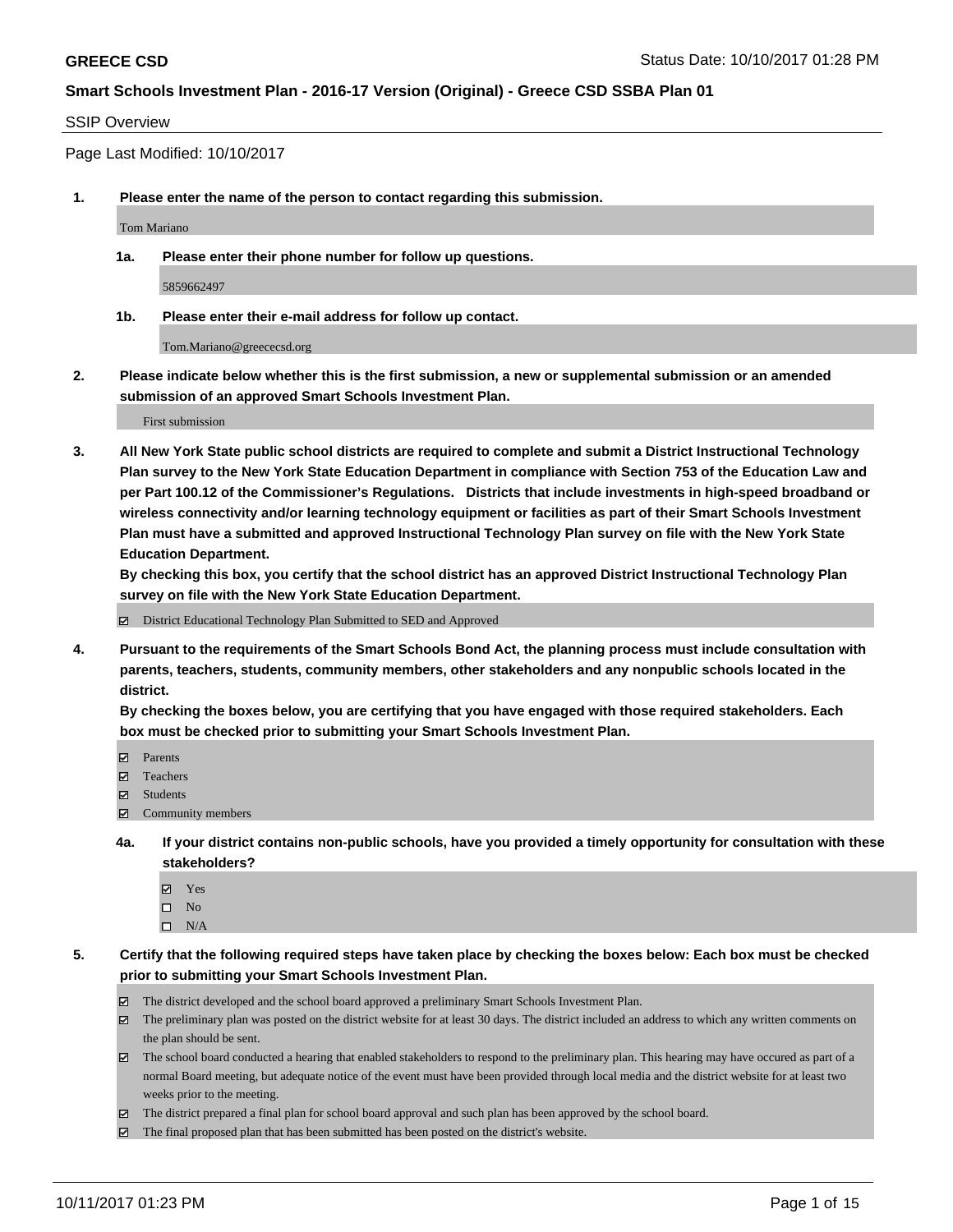**GREECE CSD** Status Date: 10/10/2017 01:28 PM

**Smart Schools Investment Plan - 2016-17 Version (Original) - Greece CSD SSBA Plan 01**

SSIP Overview

Page Last Modified: 10/10/2017

**1. Please enter the name of the person to contact regarding this submission.**

Tom Mariano

**1a. Please enter their phone number for follow up questions.**

5859662497

**1b. Please enter their e-mail address for follow up contact.**

Tom.Mariano@greececsd.org

**2. Please indicate below whether this is the first submission, a new or supplemental submission or an amended submission of an approved Smart Schools Investment Plan.**

First submission

**3. All New York State public school districts are required to complete and submit a District Instructional Technology Plan survey to the New York State Education Department in compliance with Section 753 of the Education Law and per Part 100.12 of the Commissioner's Regulations. Districts that include investments in high-speed broadband or wireless connectivity and/or learning technology equipment or facilities as part of their Smart Schools Investment Plan must have a submitted and approved Instructional Technology Plan survey on file with the New York State Education Department.**
**By checking this box, you certify that the school district has an approved District Instructional Technology Plan survey on file with the New York State Education Department.**

☑ District Educational Technology Plan Submitted to SED and Approved

**4. Pursuant to the requirements of the Smart Schools Bond Act, the planning process must include consultation with parents, teachers, students, community members, other stakeholders and any nonpublic schools located in the district.**
**By checking the boxes below, you are certifying that you have engaged with those required stakeholders. Each box must be checked prior to submitting your Smart Schools Investment Plan.**

☑ Parents
☑ Teachers
☑ Students
☑ Community members

**4a. If your district contains non-public schools, have you provided a timely opportunity for consultation with these stakeholders?**

☑ Yes
☐ No
☐ N/A

**5. Certify that the following required steps have taken place by checking the boxes below: Each box must be checked prior to submitting your Smart Schools Investment Plan.**

☑ The district developed and the school board approved a preliminary Smart Schools Investment Plan.
☑ The preliminary plan was posted on the district website for at least 30 days. The district included an address to which any written comments on the plan should be sent.
☑ The school board conducted a hearing that enabled stakeholders to respond to the preliminary plan. This hearing may have occured as part of a normal Board meeting, but adequate notice of the event must have been provided through local media and the district website for at least two weeks prior to the meeting.
☑ The district prepared a final plan for school board approval and such plan has been approved by the school board.
☑ The final proposed plan that has been submitted has been posted on the district's website.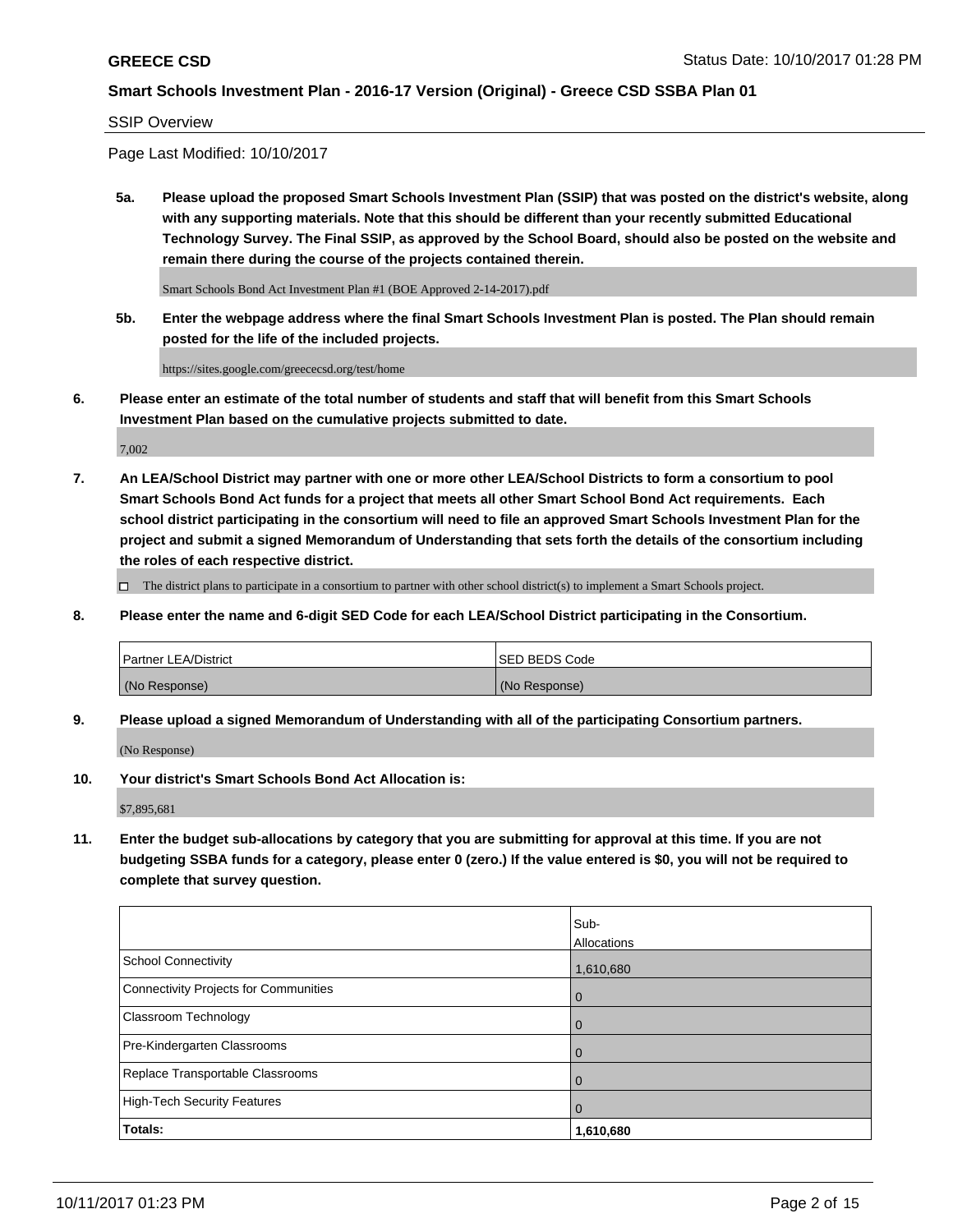SSIP Overview

Page Last Modified: 10/10/2017

**5a. Please upload the proposed Smart Schools Investment Plan (SSIP) that was posted on the district's website, along with any supporting materials. Note that this should be different than your recently submitted Educational Technology Survey. The Final SSIP, as approved by the School Board, should also be posted on the website and remain there during the course of the projects contained therein.**

Smart Schools Bond Act Investment Plan #1 (BOE Approved 2-14-2017).pdf

**5b. Enter the webpage address where the final Smart Schools Investment Plan is posted. The Plan should remain posted for the life of the included projects.**

https://sites.google.com/greececsd.org/test/home

**6. Please enter an estimate of the total number of students and staff that will benefit from this Smart Schools Investment Plan based on the cumulative projects submitted to date.**

7,002

**7. An LEA/School District may partner with one or more other LEA/School Districts to form a consortium to pool Smart Schools Bond Act funds for a project that meets all other Smart School Bond Act requirements. Each school district participating in the consortium will need to file an approved Smart Schools Investment Plan for the project and submit a signed Memorandum of Understanding that sets forth the details of the consortium including the roles of each respective district.**

☐ The district plans to participate in a consortium to partner with other school district(s) to implement a Smart Schools project.

**8. Please enter the name and 6-digit SED Code for each LEA/School District participating in the Consortium.**

| Partner LEA/District | SED BEDS Code |
|---|---|
| (No Response) | (No Response) |

**9. Please upload a signed Memorandum of Understanding with all of the participating Consortium partners.**

(No Response)

**10. Your district's Smart Schools Bond Act Allocation is:**

$7,895,681

**11. Enter the budget sub-allocations by category that you are submitting for approval at this time. If you are not budgeting SSBA funds for a category, please enter 0 (zero.) If the value entered is $0, you will not be required to complete that survey question.**

| | Sub-Allocations |
|---|---|
| School Connectivity | 1,610,680 |
| Connectivity Projects for Communities | 0 |
| Classroom Technology | 0 |
| Pre-Kindergarten Classrooms | 0 |
| Replace Transportable Classrooms | 0 |
| High-Tech Security Features | 0 |
| **Totals:** | **1,610,680** |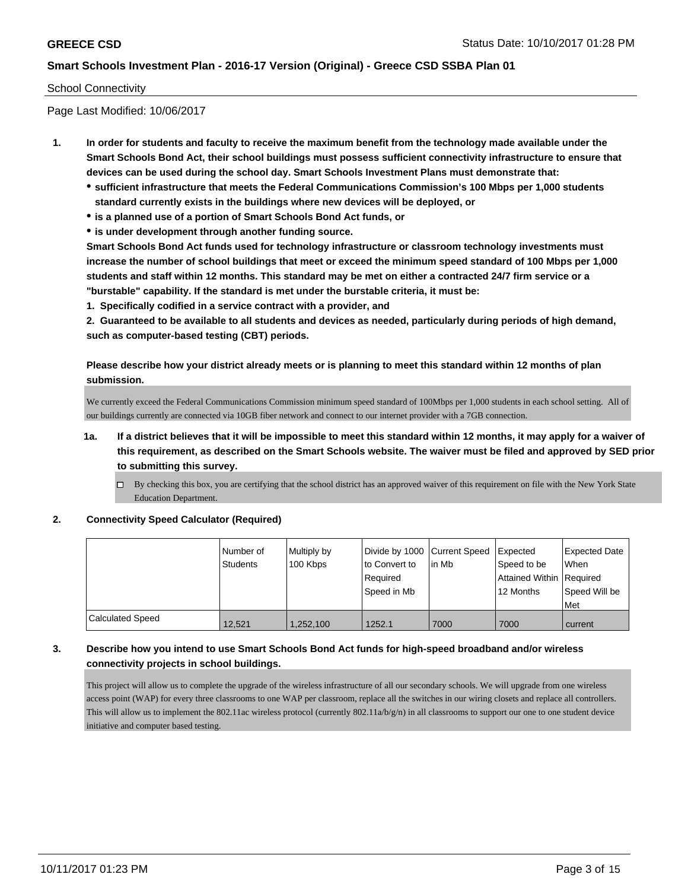## School Connectivity

Page Last Modified: 10/06/2017

1. **In order for students and faculty to receive the maximum benefit from the technology made available under the Smart Schools Bond Act, their school buildings must possess sufficient connectivity infrastructure to ensure that devices can be used during the school day. Smart Schools Investment Plans must demonstrate that:**
   - **sufficient infrastructure that meets the Federal Communications Commission's 100 Mbps per 1,000 students standard currently exists in the buildings where new devices will be deployed, or**
   - **is a planned use of a portion of Smart Schools Bond Act funds, or**
   - **is under development through another funding source.**

   **Smart Schools Bond Act funds used for technology infrastructure or classroom technology investments must increase the number of school buildings that meet or exceed the minimum speed standard of 100 Mbps per 1,000 students and staff within 12 months. This standard may be met on either a contracted 24/7 firm service or a "burstable" capability. If the standard is met under the burstable criteria, it must be:**

   **1. Specifically codified in a service contract with a provider, and**

   **2. Guaranteed to be available to all students and devices as needed, particularly during periods of high demand, such as computer-based testing (CBT) periods.**

   **Please describe how your district already meets or is planning to meet this standard within 12 months of plan submission.**

   We currently exceed the Federal Communications Commission minimum speed standard of 100Mbps per 1,000 students in each school setting. All of our buildings currently are connected via 10GB fiber network and connect to our internet provider with a 7GB connection.

   1a. **If a district believes that it will be impossible to meet this standard within 12 months, it may apply for a waiver of this requirement, as described on the Smart Schools website. The waiver must be filed and approved by SED prior to submitting this survey.**

   ☐ By checking this box, you are certifying that the school district has an approved waiver of this requirement on file with the New York State Education Department.

2. **Connectivity Speed Calculator (Required)**

| | Number of Students | Multiply by 100 Kbps | Divide by 1000 to Convert to Required Speed in Mb | Current Speed in Mb | Expected Speed to be Attained Within 12 Months | Expected Date When Required Speed Will be Met |
|---|---|---|---|---|---|---|
| Calculated Speed | 12,521 | 1,252,100 | 1252.1 | 7000 | 7000 | current |

3. **Describe how you intend to use Smart Schools Bond Act funds for high-speed broadband and/or wireless connectivity projects in school buildings.**

   This project will allow us to complete the upgrade of the wireless infrastructure of all our secondary schools. We will upgrade from one wireless access point (WAP) for every three classrooms to one WAP per classroom, replace all the switches in our wiring closets and replace all controllers. This will allow us to implement the 802.11ac wireless protocol (currently 802.11a/b/g/n) in all classrooms to support our one to one student device initiative and computer based testing.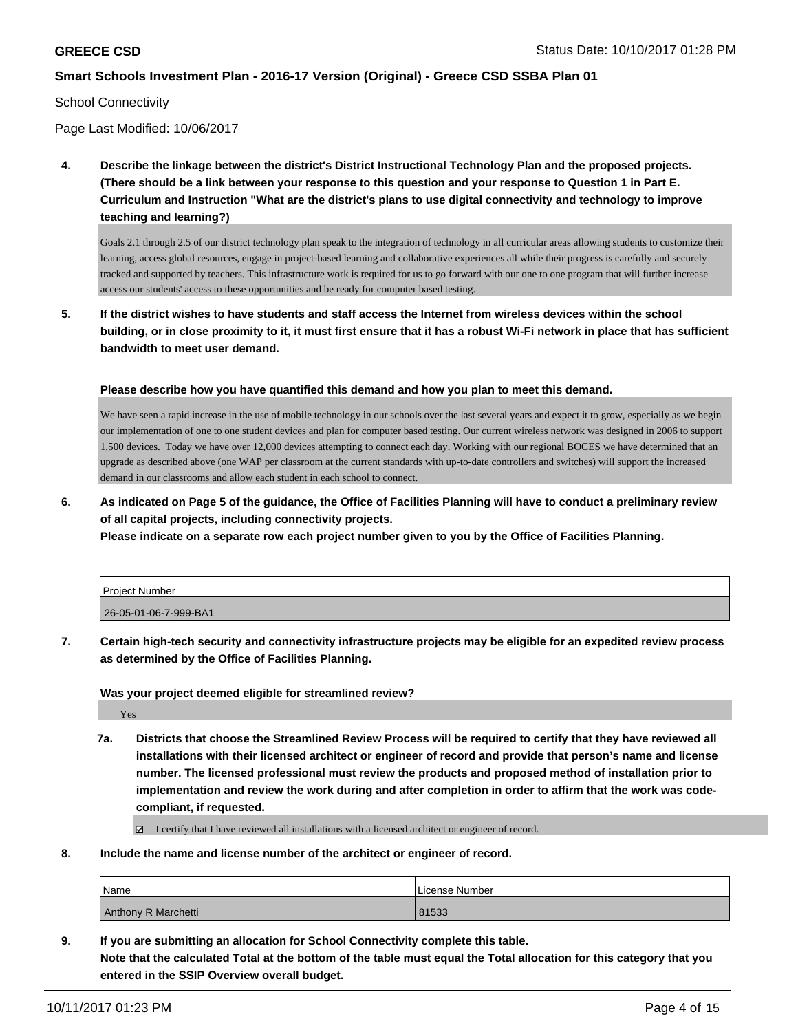School Connectivity

Page Last Modified: 10/06/2017

**4. Describe the linkage between the district's District Instructional Technology Plan and the proposed projects. (There should be a link between your response to this question and your response to Question 1 in Part E. Curriculum and Instruction "What are the district's plans to use digital connectivity and technology to improve teaching and learning?)**

Goals 2.1 through 2.5 of our district technology plan speak to the integration of technology in all curricular areas allowing students to customize their learning, access global resources, engage in project-based learning and collaborative experiences all while their progress is carefully and securely tracked and supported by teachers. This infrastructure work is required for us to go forward with our one to one program that will further increase access our students' access to these opportunities and be ready for computer based testing.

**5. If the district wishes to have students and staff access the Internet from wireless devices within the school building, or in close proximity to it, it must first ensure that it has a robust Wi-Fi network in place that has sufficient bandwidth to meet user demand.**

**Please describe how you have quantified this demand and how you plan to meet this demand.**

We have seen a rapid increase in the use of mobile technology in our schools over the last several years and expect it to grow, especially as we begin our implementation of one to one student devices and plan for computer based testing. Our current wireless network was designed in 2006 to support 1,500 devices. Today we have over 12,000 devices attempting to connect each day. Working with our regional BOCES we have determined that an upgrade as described above (one WAP per classroom at the current standards with up-to-date controllers and switches) will support the increased demand in our classrooms and allow each student in each school to connect.

**6. As indicated on Page 5 of the guidance, the Office of Facilities Planning will have to conduct a preliminary review of all capital projects, including connectivity projects.**
**Please indicate on a separate row each project number given to you by the Office of Facilities Planning.**

| Project Number |
|---|
| 26-05-01-06-7-999-BA1 |

**7. Certain high-tech security and connectivity infrastructure projects may be eligible for an expedited review process as determined by the Office of Facilities Planning.**

**Was your project deemed eligible for streamlined review?**

Yes

**7a. Districts that choose the Streamlined Review Process will be required to certify that they have reviewed all installations with their licensed architect or engineer of record and provide that person's name and license number. The licensed professional must review the products and proposed method of installation prior to implementation and review the work during and after completion in order to affirm that the work was code-compliant, if requested.**

☑ I certify that I have reviewed all installations with a licensed architect or engineer of record.

**8. Include the name and license number of the architect or engineer of record.**

| Name | License Number |
|---|---|
| Anthony R Marchetti | 81533 |

**9. If you are submitting an allocation for School Connectivity complete this table.**
**Note that the calculated Total at the bottom of the table must equal the Total allocation for this category that you entered in the SSIP Overview overall budget.**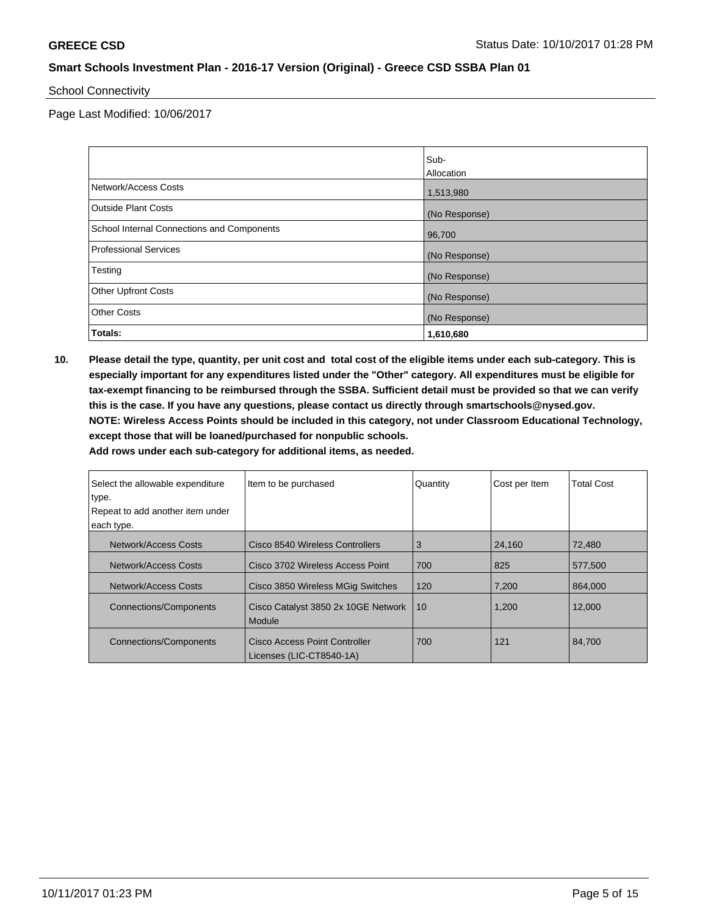School Connectivity

Page Last Modified: 10/06/2017

| | Sub-Allocation |
|---|---|
| Network/Access Costs | 1,513,980 |
| Outside Plant Costs | (No Response) |
| School Internal Connections and Components | 96,700 |
| Professional Services | (No Response) |
| Testing | (No Response) |
| Other Upfront Costs | (No Response) |
| Other Costs | (No Response) |
| **Totals:** | **1,610,680** |

**10. Please detail the type, quantity, per unit cost and total cost of the eligible items under each sub-category. This is especially important for any expenditures listed under the "Other" category. All expenditures must be eligible for tax-exempt financing to be reimbursed through the SSBA. Sufficient detail must be provided so that we can verify this is the case. If you have any questions, please contact us directly through smartschools@nysed.gov.**
**NOTE: Wireless Access Points should be included in this category, not under Classroom Educational Technology, except those that will be loaned/purchased for nonpublic schools.**
**Add rows under each sub-category for additional items, as needed.**

| Select the allowable expenditure type. Repeat to add another item under each type. | Item to be purchased | Quantity | Cost per Item | Total Cost |
|---|---|---|---|---|
| Network/Access Costs | Cisco 8540 Wireless Controllers | 3 | 24,160 | 72,480 |
| Network/Access Costs | Cisco 3702 Wireless Access Point | 700 | 825 | 577,500 |
| Network/Access Costs | Cisco 3850 Wireless MGig Switches | 120 | 7,200 | 864,000 |
| Connections/Components | Cisco Catalyst 3850 2x 10GE Network Module | 10 | 1,200 | 12,000 |
| Connections/Components | Cisco Access Point Controller Licenses (LIC-CT8540-1A) | 700 | 121 | 84,700 |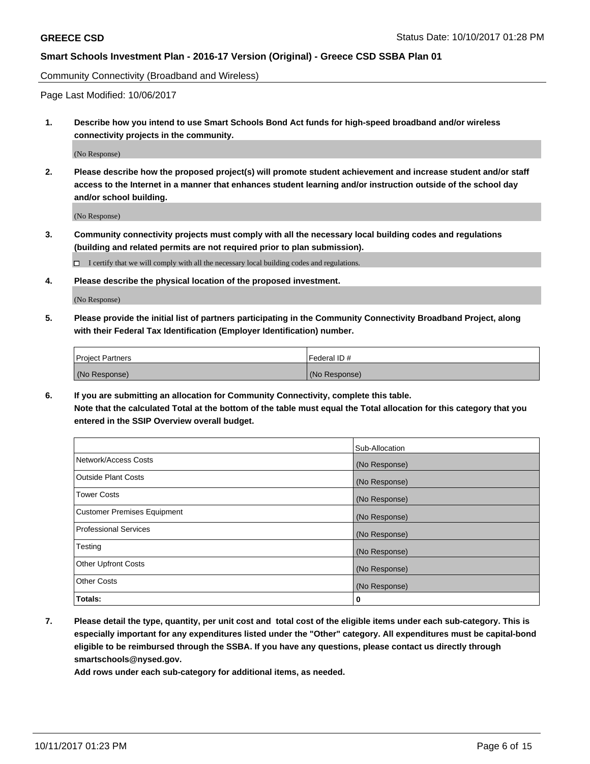**GREECE CSD** Status Date: 10/10/2017 01:28 PM

**Smart Schools Investment Plan - 2016-17 Version (Original) - Greece CSD SSBA Plan 01**

Community Connectivity (Broadband and Wireless)

Page Last Modified: 10/06/2017

1. **Describe how you intend to use Smart Schools Bond Act funds for high-speed broadband and/or wireless connectivity projects in the community.**

   (No Response)

2. **Please describe how the proposed project(s) will promote student achievement and increase student and/or staff access to the Internet in a manner that enhances student learning and/or instruction outside of the school day and/or school building.**

   (No Response)

3. **Community connectivity projects must comply with all the necessary local building codes and regulations (building and related permits are not required prior to plan submission).**

   ☐ I certify that we will comply with all the necessary local building codes and regulations.

4. **Please describe the physical location of the proposed investment.**

   (No Response)

5. **Please provide the initial list of partners participating in the Community Connectivity Broadband Project, along with their Federal Tax Identification (Employer Identification) number.**

| Project Partners | Federal ID # |
|---|---|
| (No Response) | (No Response) |

6. **If you are submitting an allocation for Community Connectivity, complete this table.**
   **Note that the calculated Total at the bottom of the table must equal the Total allocation for this category that you entered in the SSIP Overview overall budget.**

| | Sub-Allocation |
|---|---|
| Network/Access Costs | (No Response) |
| Outside Plant Costs | (No Response) |
| Tower Costs | (No Response) |
| Customer Premises Equipment | (No Response) |
| Professional Services | (No Response) |
| Testing | (No Response) |
| Other Upfront Costs | (No Response) |
| Other Costs | (No Response) |
| **Totals:** | **0** |

7. **Please detail the type, quantity, per unit cost and total cost of the eligible items under each sub-category. This is especially important for any expenditures listed under the "Other" category. All expenditures must be capital-bond eligible to be reimbursed through the SSBA. If you have any questions, please contact us directly through smartschools@nysed.gov.**

   **Add rows under each sub-category for additional items, as needed.**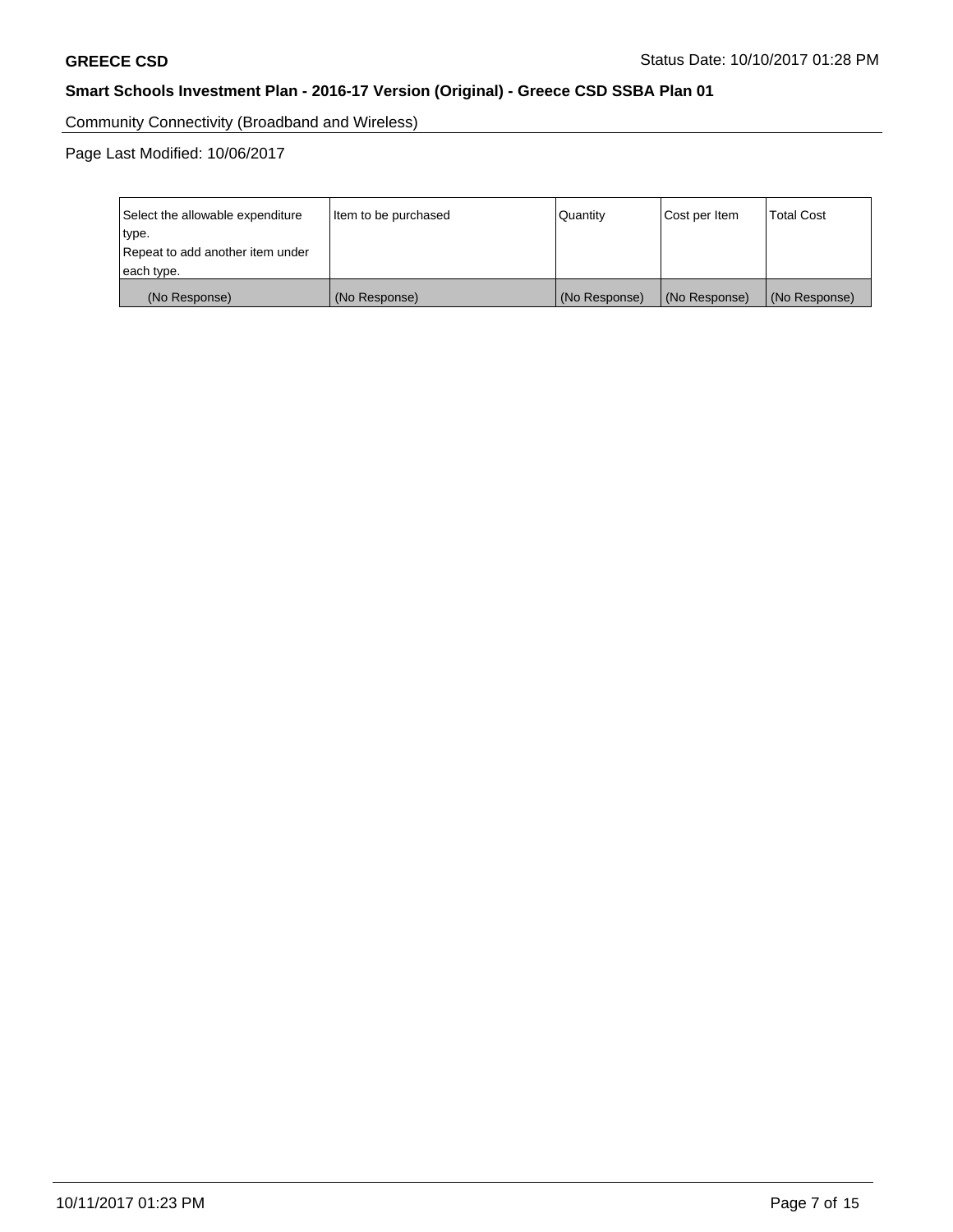Community Connectivity (Broadband and Wireless)

Page Last Modified: 10/06/2017

| Select the allowable expenditure type. Repeat to add another item under each type. | Item to be purchased | Quantity | Cost per Item | Total Cost |
| --- | --- | --- | --- | --- |
| (No Response) | (No Response) | (No Response) | (No Response) | (No Response) |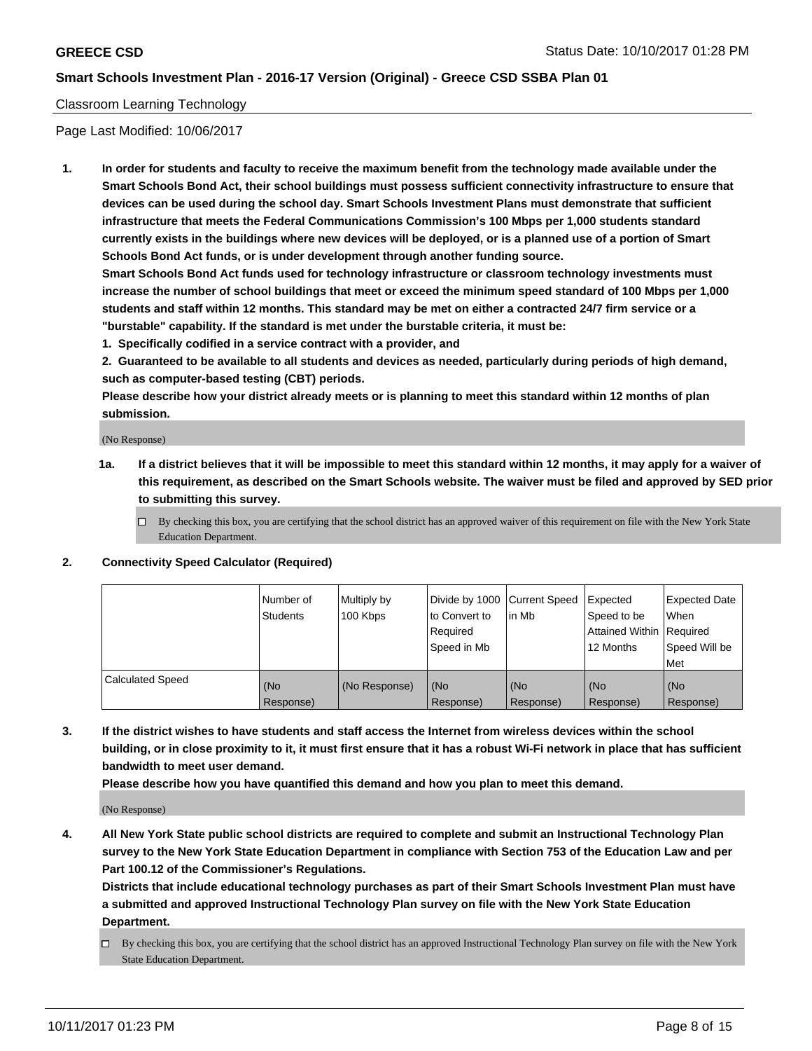Classroom Learning Technology

Page Last Modified: 10/06/2017

**1. In order for students and faculty to receive the maximum benefit from the technology made available under the Smart Schools Bond Act, their school buildings must possess sufficient connectivity infrastructure to ensure that devices can be used during the school day. Smart Schools Investment Plans must demonstrate that sufficient infrastructure that meets the Federal Communications Commission's 100 Mbps per 1,000 students standard currently exists in the buildings where new devices will be deployed, or is a planned use of a portion of Smart Schools Bond Act funds, or is under development through another funding source.**

**Smart Schools Bond Act funds used for technology infrastructure or classroom technology investments must increase the number of school buildings that meet or exceed the minimum speed standard of 100 Mbps per 1,000 students and staff within 12 months. This standard may be met on either a contracted 24/7 firm service or a "burstable" capability. If the standard is met under the burstable criteria, it must be:**

**1. Specifically codified in a service contract with a provider, and**

**2. Guaranteed to be available to all students and devices as needed, particularly during periods of high demand, such as computer-based testing (CBT) periods.**

**Please describe how your district already meets or is planning to meet this standard within 12 months of plan submission.**

(No Response)

**1a. If a district believes that it will be impossible to meet this standard within 12 months, it may apply for a waiver of this requirement, as described on the Smart Schools website. The waiver must be filed and approved by SED prior to submitting this survey.**

☐ By checking this box, you are certifying that the school district has an approved waiver of this requirement on file with the New York State Education Department.

**2. Connectivity Speed Calculator (Required)**

| | Number of Students | Multiply by 100 Kbps | Divide by 1000 to Convert to Required Speed in Mb | Current Speed in Mb | Expected Speed to be Attained Within 12 Months | Expected Date When Required Speed Will be Met |
|---|---|---|---|---|---|---|
| Calculated Speed | (No Response) | (No Response) | (No Response) | (No Response) | (No Response) | (No Response) |

**3. If the district wishes to have students and staff access the Internet from wireless devices within the school building, or in close proximity to it, it must first ensure that it has a robust Wi-Fi network in place that has sufficient bandwidth to meet user demand.**

**Please describe how you have quantified this demand and how you plan to meet this demand.**

(No Response)

**4. All New York State public school districts are required to complete and submit an Instructional Technology Plan survey to the New York State Education Department in compliance with Section 753 of the Education Law and per Part 100.12 of the Commissioner's Regulations.**

**Districts that include educational technology purchases as part of their Smart Schools Investment Plan must have a submitted and approved Instructional Technology Plan survey on file with the New York State Education Department.**

☐ By checking this box, you are certifying that the school district has an approved Instructional Technology Plan survey on file with the New York State Education Department.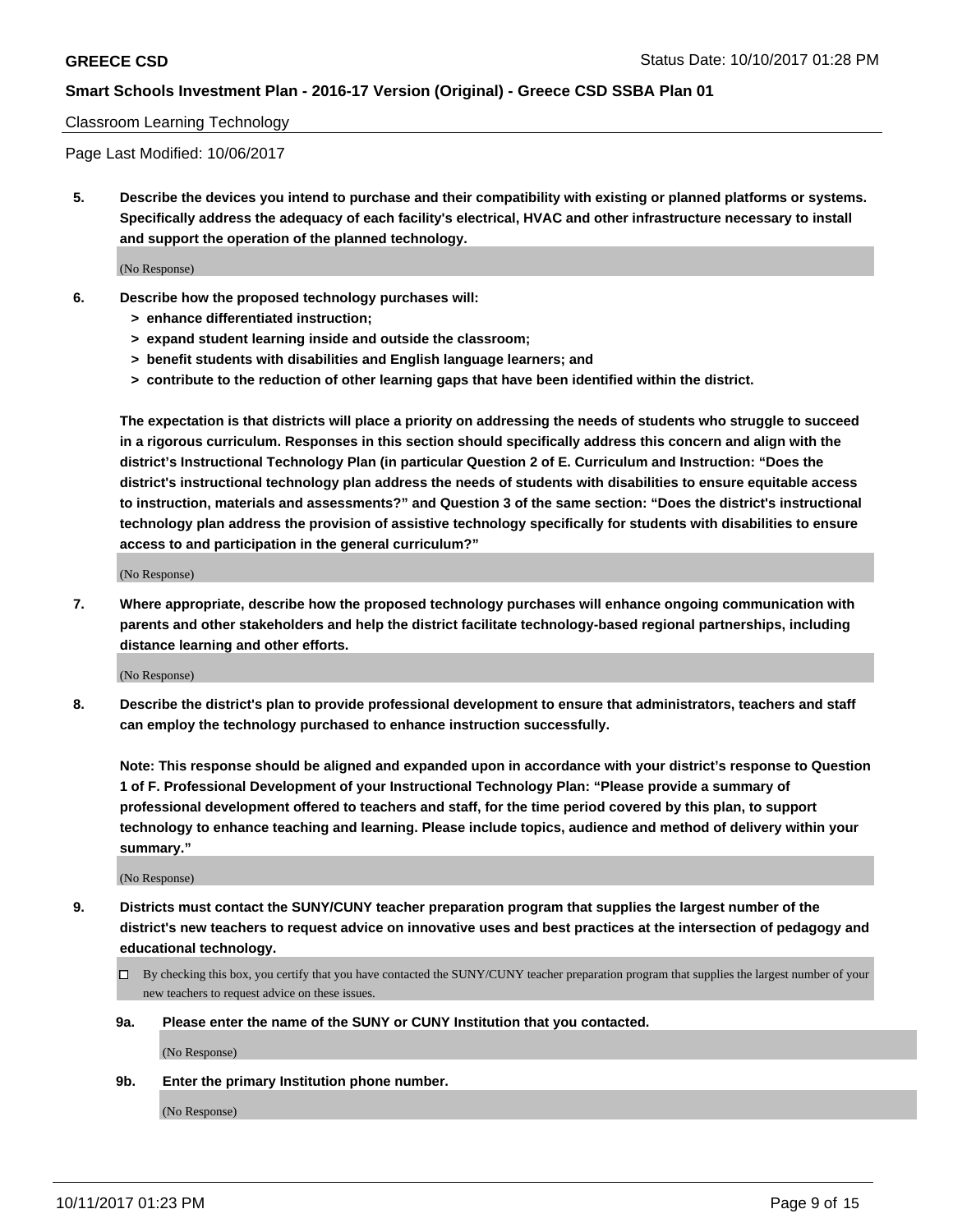**GREECE CSD**

**Smart Schools Investment Plan - 2016-17 Version (Original) - Greece CSD SSBA Plan 01**

Classroom Learning Technology

Page Last Modified: 10/06/2017

**5. Describe the devices you intend to purchase and their compatibility with existing or planned platforms or systems. Specifically address the adequacy of each facility's electrical, HVAC and other infrastructure necessary to install and support the operation of the planned technology.**

(No Response)

**6. Describe how the proposed technology purchases will:**
- **> enhance differentiated instruction;**
- **> expand student learning inside and outside the classroom;**
- **> benefit students with disabilities and English language learners; and**
- **> contribute to the reduction of other learning gaps that have been identified within the district.**

**The expectation is that districts will place a priority on addressing the needs of students who struggle to succeed in a rigorous curriculum. Responses in this section should specifically address this concern and align with the district's Instructional Technology Plan (in particular Question 2 of E. Curriculum and Instruction: "Does the district's instructional technology plan address the needs of students with disabilities to ensure equitable access to instruction, materials and assessments?" and Question 3 of the same section: "Does the district's instructional technology plan address the provision of assistive technology specifically for students with disabilities to ensure access to and participation in the general curriculum?"**

(No Response)

**7. Where appropriate, describe how the proposed technology purchases will enhance ongoing communication with parents and other stakeholders and help the district facilitate technology-based regional partnerships, including distance learning and other efforts.**

(No Response)

**8. Describe the district's plan to provide professional development to ensure that administrators, teachers and staff can employ the technology purchased to enhance instruction successfully.**

**Note: This response should be aligned and expanded upon in accordance with your district's response to Question 1 of F. Professional Development of your Instructional Technology Plan: "Please provide a summary of professional development offered to teachers and staff, for the time period covered by this plan, to support technology to enhance teaching and learning. Please include topics, audience and method of delivery within your summary."**

(No Response)

**9. Districts must contact the SUNY/CUNY teacher preparation program that supplies the largest number of the district's new teachers to request advice on innovative uses and best practices at the intersection of pedagogy and educational technology.**

☐ By checking this box, you certify that you have contacted the SUNY/CUNY teacher preparation program that supplies the largest number of your new teachers to request advice on these issues.

**9a. Please enter the name of the SUNY or CUNY Institution that you contacted.**

(No Response)

**9b. Enter the primary Institution phone number.**

(No Response)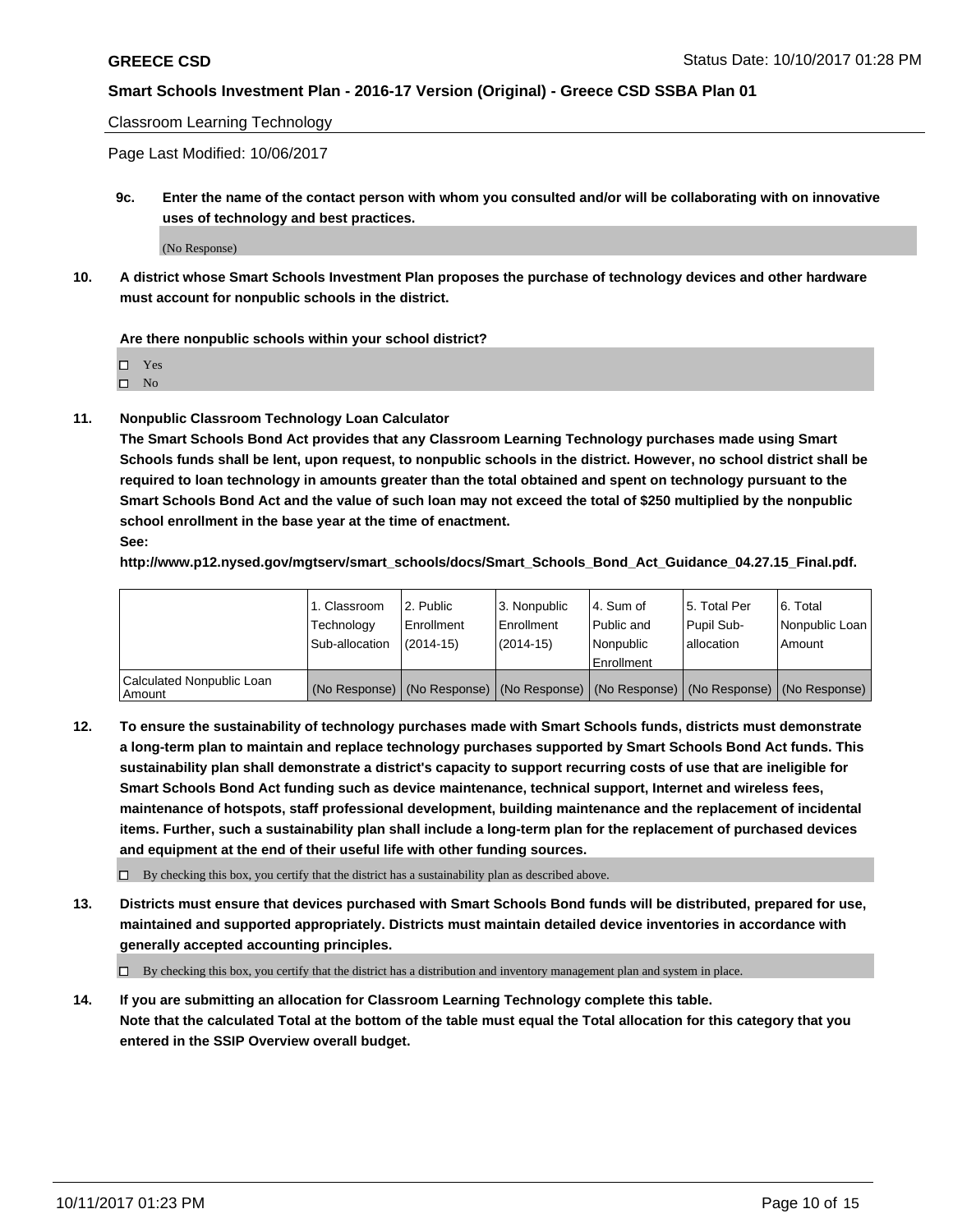**GREECE CSD**

**Smart Schools Investment Plan - 2016-17 Version (Original) - Greece CSD SSBA Plan 01**

Classroom Learning Technology

Page Last Modified: 10/06/2017

**9c. Enter the name of the contact person with whom you consulted and/or will be collaborating with on innovative uses of technology and best practices.**

(No Response)

**10. A district whose Smart Schools Investment Plan proposes the purchase of technology devices and other hardware must account for nonpublic schools in the district.**

**Are there nonpublic schools within your school district?**

- ☐ Yes
- ☐ No

**11. Nonpublic Classroom Technology Loan Calculator**

**The Smart Schools Bond Act provides that any Classroom Learning Technology purchases made using Smart Schools funds shall be lent, upon request, to nonpublic schools in the district. However, no school district shall be required to loan technology in amounts greater than the total obtained and spent on technology pursuant to the Smart Schools Bond Act and the value of such loan may not exceed the total of $250 multiplied by the nonpublic school enrollment in the base year at the time of enactment.**

**See:**

**http://www.p12.nysed.gov/mgtserv/smart_schools/docs/Smart_Schools_Bond_Act_Guidance_04.27.15_Final.pdf.**

| | 1. Classroom Technology Sub-allocation | 2. Public Enrollment (2014-15) | 3. Nonpublic Enrollment (2014-15) | 4. Sum of Public and Nonpublic Enrollment | 5. Total Per Pupil Sub-allocation | 6. Total Nonpublic Loan Amount |
|---|---|---|---|---|---|---|
| Calculated Nonpublic Loan Amount | (No Response) | (No Response) | (No Response) | (No Response) | (No Response) | (No Response) |

**12. To ensure the sustainability of technology purchases made with Smart Schools funds, districts must demonstrate a long-term plan to maintain and replace technology purchases supported by Smart Schools Bond Act funds. This sustainability plan shall demonstrate a district's capacity to support recurring costs of use that are ineligible for Smart Schools Bond Act funding such as device maintenance, technical support, Internet and wireless fees, maintenance of hotspots, staff professional development, building maintenance and the replacement of incidental items. Further, such a sustainability plan shall include a long-term plan for the replacement of purchased devices and equipment at the end of their useful life with other funding sources.**

☐ By checking this box, you certify that the district has a sustainability plan as described above.

**13. Districts must ensure that devices purchased with Smart Schools Bond funds will be distributed, prepared for use, maintained and supported appropriately. Districts must maintain detailed device inventories in accordance with generally accepted accounting principles.**

☐ By checking this box, you certify that the district has a distribution and inventory management plan and system in place.

**14. If you are submitting an allocation for Classroom Learning Technology complete this table. Note that the calculated Total at the bottom of the table must equal the Total allocation for this category that you entered in the SSIP Overview overall budget.**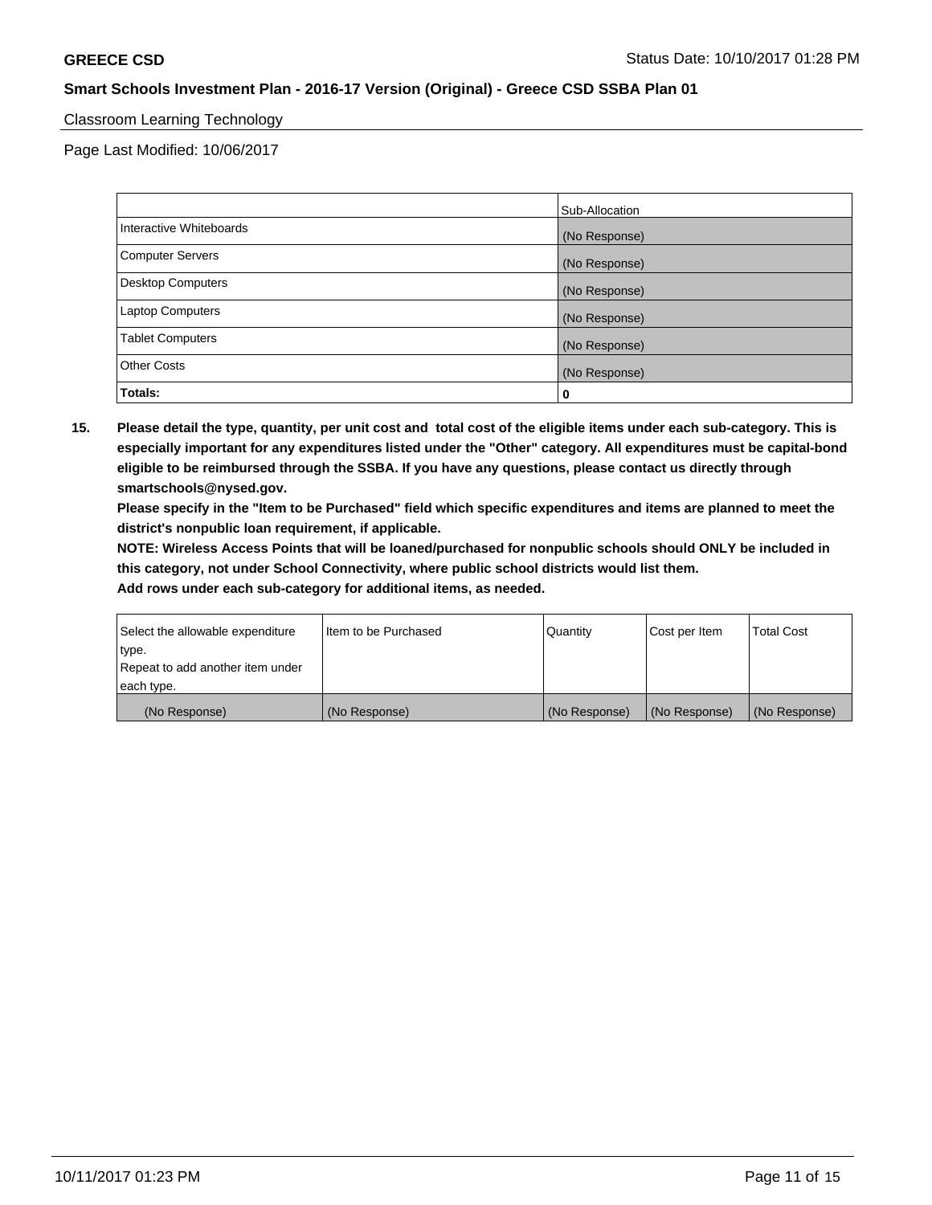Classroom Learning Technology

Page Last Modified: 10/06/2017

| | Sub-Allocation |
|---|---|
| Interactive Whiteboards | (No Response) |
| Computer Servers | (No Response) |
| Desktop Computers | (No Response) |
| Laptop Computers | (No Response) |
| Tablet Computers | (No Response) |
| Other Costs | (No Response) |
| **Totals:** | **0** |

**15. Please detail the type, quantity, per unit cost and total cost of the eligible items under each sub-category. This is especially important for any expenditures listed under the "Other" category. All expenditures must be capital-bond eligible to be reimbursed through the SSBA. If you have any questions, please contact us directly through smartschools@nysed.gov.**

**Please specify in the "Item to be Purchased" field which specific expenditures and items are planned to meet the district's nonpublic loan requirement, if applicable.**

**NOTE: Wireless Access Points that will be loaned/purchased for nonpublic schools should ONLY be included in this category, not under School Connectivity, where public school districts would list them.**

**Add rows under each sub-category for additional items, as needed.**

| Select the allowable expenditure type. Repeat to add another item under each type. | Item to be Purchased | Quantity | Cost per Item | Total Cost |
|---|---|---|---|---|
| (No Response) | (No Response) | (No Response) | (No Response) | (No Response) |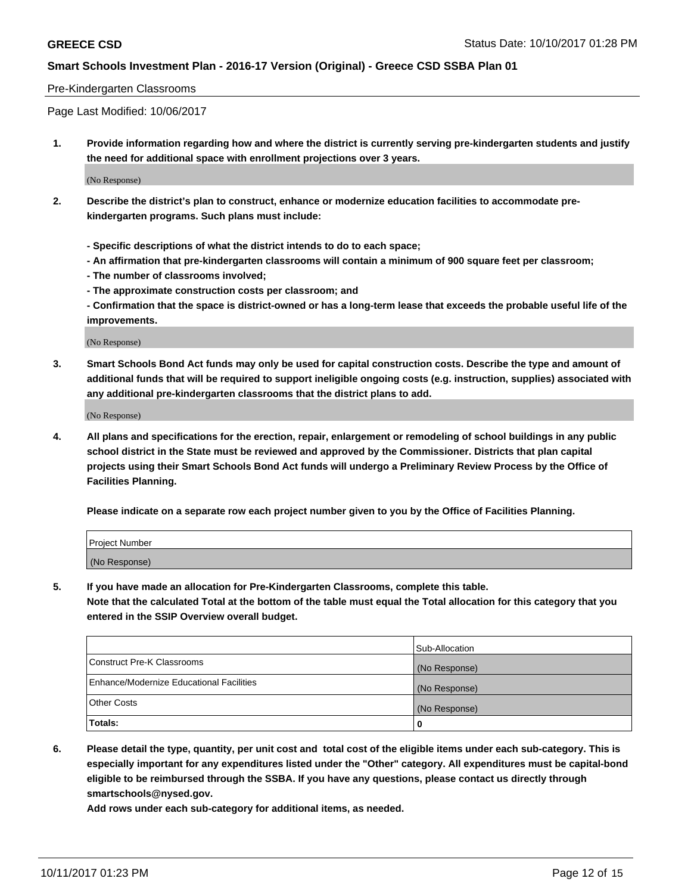Pre-Kindergarten Classrooms

Page Last Modified: 10/06/2017

**1. Provide information regarding how and where the district is currently serving pre-kindergarten students and justify the need for additional space with enrollment projections over 3 years.**

(No Response)

**2. Describe the district's plan to construct, enhance or modernize education facilities to accommodate pre-kindergarten programs. Such plans must include:**

**- Specific descriptions of what the district intends to do to each space;**
**- An affirmation that pre-kindergarten classrooms will contain a minimum of 900 square feet per classroom;**
**- The number of classrooms involved;**
**- The approximate construction costs per classroom; and**
**- Confirmation that the space is district-owned or has a long-term lease that exceeds the probable useful life of the improvements.**

(No Response)

**3. Smart Schools Bond Act funds may only be used for capital construction costs. Describe the type and amount of additional funds that will be required to support ineligible ongoing costs (e.g. instruction, supplies) associated with any additional pre-kindergarten classrooms that the district plans to add.**

(No Response)

**4. All plans and specifications for the erection, repair, enlargement or remodeling of school buildings in any public school district in the State must be reviewed and approved by the Commissioner. Districts that plan capital projects using their Smart Schools Bond Act funds will undergo a Preliminary Review Process by the Office of Facilities Planning.**

**Please indicate on a separate row each project number given to you by the Office of Facilities Planning.**

| Project Number |
| --- |
| (No Response) |

**5. If you have made an allocation for Pre-Kindergarten Classrooms, complete this table.**
**Note that the calculated Total at the bottom of the table must equal the Total allocation for this category that you entered in the SSIP Overview overall budget.**

| | Sub-Allocation |
| --- | --- |
| Construct Pre-K Classrooms | (No Response) |
| Enhance/Modernize Educational Facilities | (No Response) |
| Other Costs | (No Response) |
| **Totals:** | **0** |

**6. Please detail the type, quantity, per unit cost and total cost of the eligible items under each sub-category. This is especially important for any expenditures listed under the "Other" category. All expenditures must be capital-bond eligible to be reimbursed through the SSBA. If you have any questions, please contact us directly through smartschools@nysed.gov.**

**Add rows under each sub-category for additional items, as needed.**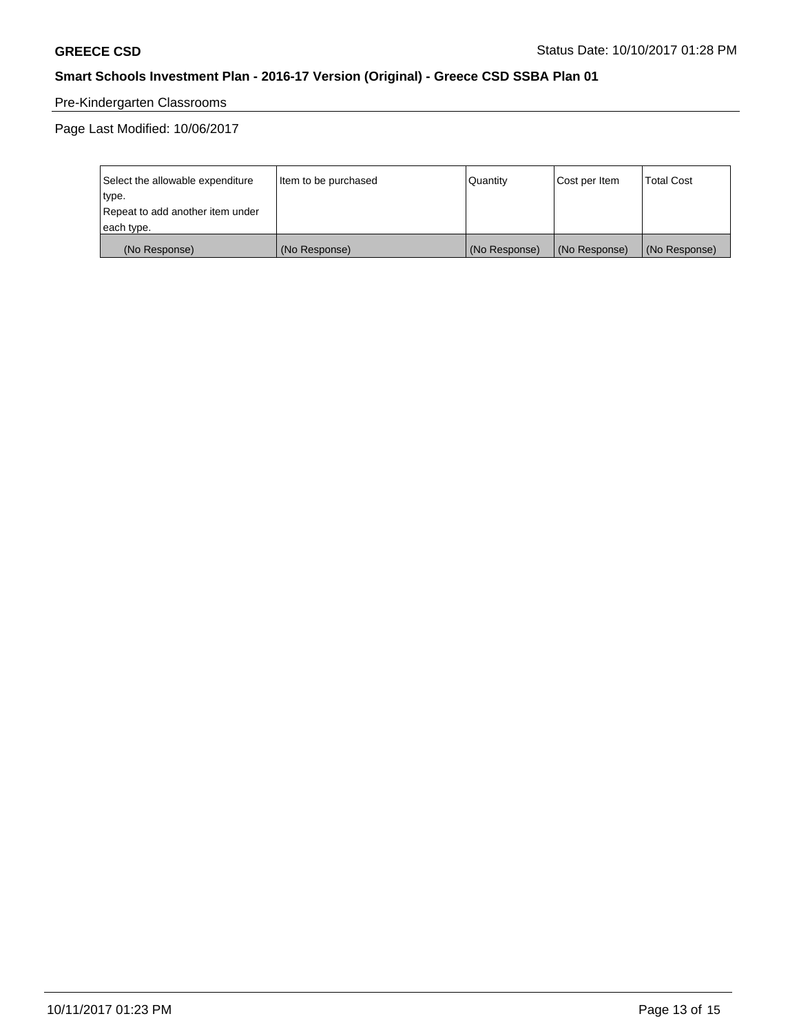## Pre-Kindergarten Classrooms

Page Last Modified: 10/06/2017

| Select the allowable expenditure type. Repeat to add another item under each type. | Item to be purchased | Quantity | Cost per Item | Total Cost |
|---|---|---|---|---|
| (No Response) | (No Response) | (No Response) | (No Response) | (No Response) |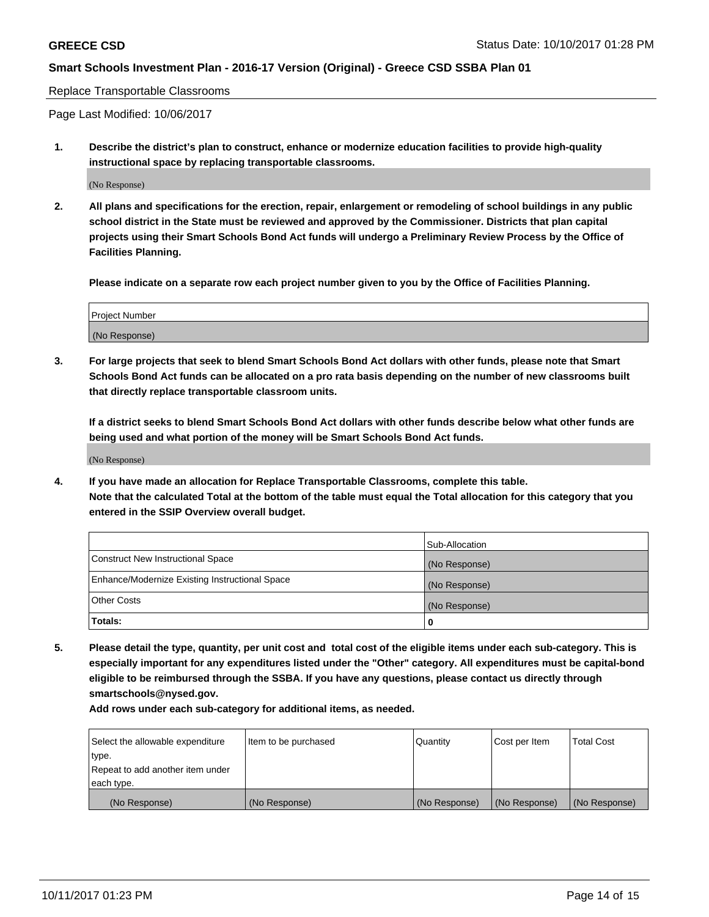Replace Transportable Classrooms

Page Last Modified: 10/06/2017

**1. Describe the district's plan to construct, enhance or modernize education facilities to provide high-quality instructional space by replacing transportable classrooms.**

(No Response)

**2. All plans and specifications for the erection, repair, enlargement or remodeling of school buildings in any public school district in the State must be reviewed and approved by the Commissioner. Districts that plan capital projects using their Smart Schools Bond Act funds will undergo a Preliminary Review Process by the Office of Facilities Planning.**

**Please indicate on a separate row each project number given to you by the Office of Facilities Planning.**

| Project Number |
| --- |
| (No Response) |

**3. For large projects that seek to blend Smart Schools Bond Act dollars with other funds, please note that Smart Schools Bond Act funds can be allocated on a pro rata basis depending on the number of new classrooms built that directly replace transportable classroom units.**

**If a district seeks to blend Smart Schools Bond Act dollars with other funds describe below what other funds are being used and what portion of the money will be Smart Schools Bond Act funds.**

(No Response)

**4. If you have made an allocation for Replace Transportable Classrooms, complete this table. Note that the calculated Total at the bottom of the table must equal the Total allocation for this category that you entered in the SSIP Overview overall budget.**

| | Sub-Allocation |
| --- | --- |
| Construct New Instructional Space | (No Response) |
| Enhance/Modernize Existing Instructional Space | (No Response) |
| Other Costs | (No Response) |
| **Totals:** | **0** |

**5. Please detail the type, quantity, per unit cost and total cost of the eligible items under each sub-category. This is especially important for any expenditures listed under the "Other" category. All expenditures must be capital-bond eligible to be reimbursed through the SSBA. If you have any questions, please contact us directly through smartschools@nysed.gov.**

**Add rows under each sub-category for additional items, as needed.**

| Select the allowable expenditure type. Repeat to add another item under each type. | Item to be purchased | Quantity | Cost per Item | Total Cost |
| --- | --- | --- | --- | --- |
| (No Response) | (No Response) | (No Response) | (No Response) | (No Response) |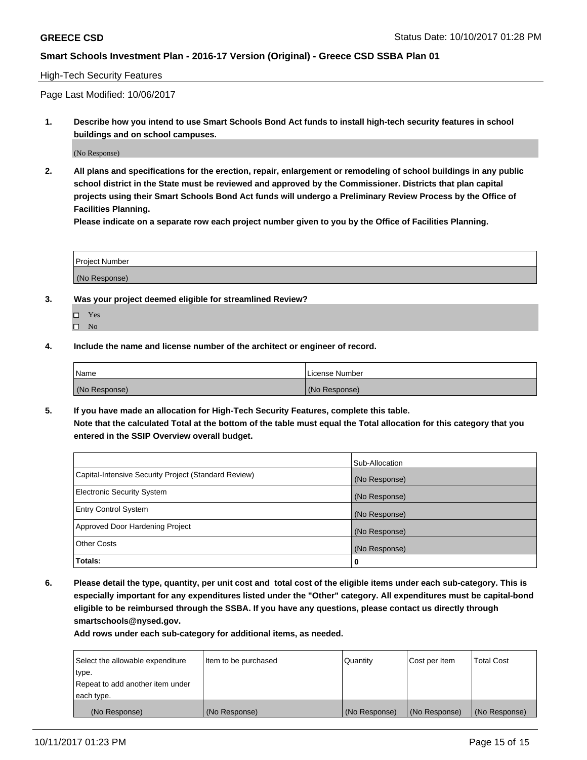**GREECE CSD**

Status Date: 10/10/2017 01:28 PM

**Smart Schools Investment Plan - 2016-17 Version (Original) - Greece CSD SSBA Plan 01**

High-Tech Security Features

Page Last Modified: 10/06/2017

**1. Describe how you intend to use Smart Schools Bond Act funds to install high-tech security features in school buildings and on school campuses.**

(No Response)

**2. All plans and specifications for the erection, repair, enlargement or remodeling of school buildings in any public school district in the State must be reviewed and approved by the Commissioner. Districts that plan capital projects using their Smart Schools Bond Act funds will undergo a Preliminary Review Process by the Office of Facilities Planning.**
**Please indicate on a separate row each project number given to you by the Office of Facilities Planning.**

| Project Number |
| --- |
| (No Response) |

**3. Was your project deemed eligible for streamlined Review?**

- ☐ Yes
- ☐ No

**4. Include the name and license number of the architect or engineer of record.**

| Name | License Number |
| --- | --- |
| (No Response) | (No Response) |

**5. If you have made an allocation for High-Tech Security Features, complete this table.**
**Note that the calculated Total at the bottom of the table must equal the Total allocation for this category that you entered in the SSIP Overview overall budget.**

| | Sub-Allocation |
| --- | --- |
| Capital-Intensive Security Project (Standard Review) | (No Response) |
| Electronic Security System | (No Response) |
| Entry Control System | (No Response) |
| Approved Door Hardening Project | (No Response) |
| Other Costs | (No Response) |
| **Totals:** | **0** |

**6. Please detail the type, quantity, per unit cost and total cost of the eligible items under each sub-category. This is especially important for any expenditures listed under the "Other" category. All expenditures must be capital-bond eligible to be reimbursed through the SSBA. If you have any questions, please contact us directly through smartschools@nysed.gov.**
**Add rows under each sub-category for additional items, as needed.**

| Select the allowable expenditure type. Repeat to add another item under each type. | Item to be purchased | Quantity | Cost per Item | Total Cost |
| --- | --- | --- | --- | --- |
| (No Response) | (No Response) | (No Response) | (No Response) | (No Response) |